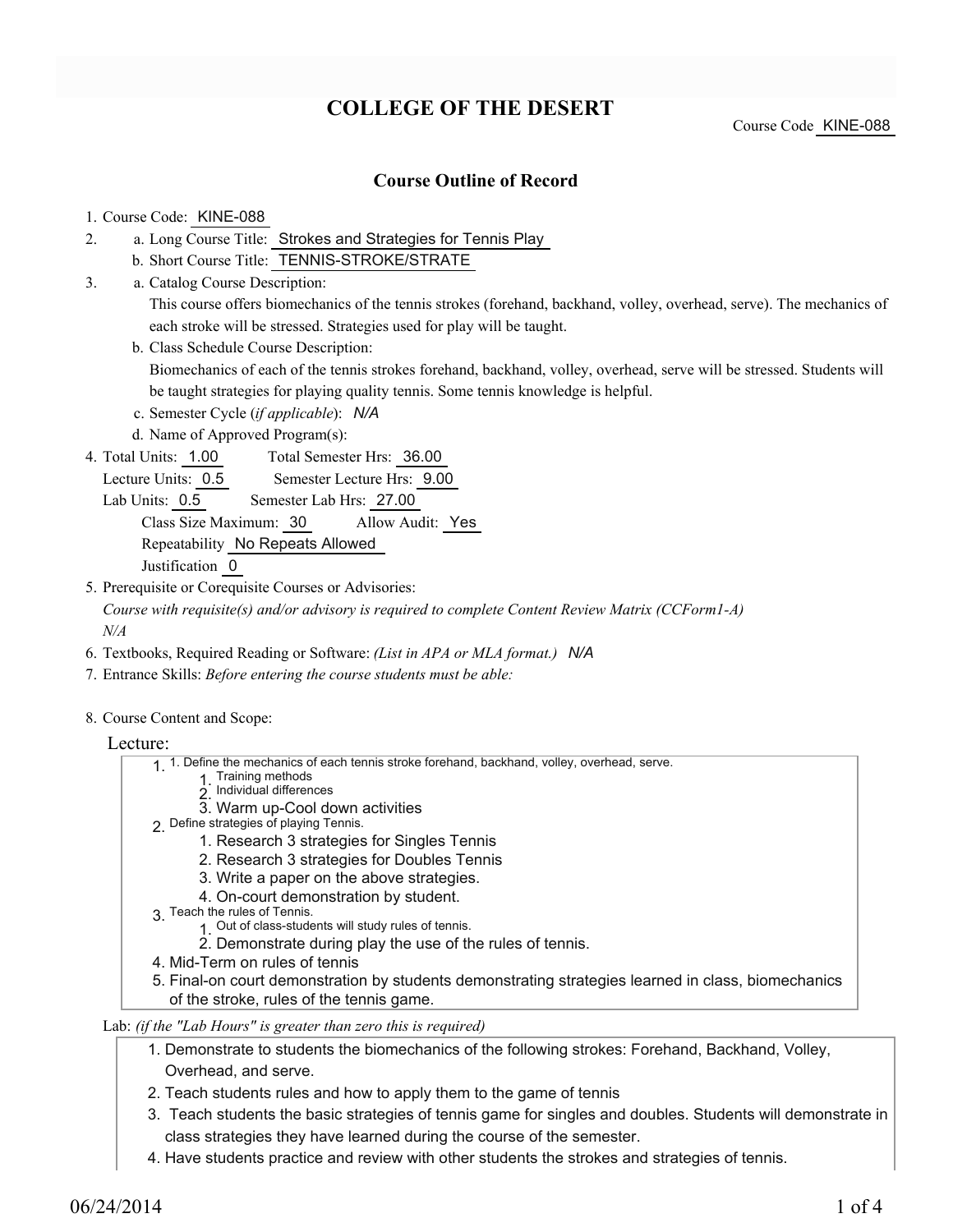# COLLEGE OF THE DESERT

Course Code KINE-088

## Course Outline of Record

1. Course Code: KINE-088
2. a. Long Course Title: Strokes and Strategies for Tennis Play
   b. Short Course Title: TENNIS-STROKE/STRATE
3. a. Catalog Course Description:
   This course offers biomechanics of the tennis strokes (forehand, backhand, volley, overhead, serve). The mechanics of each stroke will be stressed. Strategies used for play will be taught.
   b. Class Schedule Course Description:
   Biomechanics of each of the tennis strokes forehand, backhand, volley, overhead, serve will be stressed. Students will be taught strategies for playing quality tennis. Some tennis knowledge is helpful.
   c. Semester Cycle (*if applicable*): *N/A*
   d. Name of Approved Program(s):
4. Total Units: 1.00 Total Semester Hrs: 36.00
   Lecture Units: 0.5 Semester Lecture Hrs: 9.00
   Lab Units: 0.5 Semester Lab Hrs: 27.00
   Class Size Maximum: 30 Allow Audit: Yes
   Repeatability No Repeats Allowed
   Justification 0
5. Prerequisite or Corequisite Courses or Advisories:
   *Course with requisite(s) and/or advisory is required to complete Content Review Matrix (CCForm1-A)*
   *N/A*
6. Textbooks, Required Reading or Software: *(List in APA or MLA format.)* *N/A*
7. Entrance Skills: *Before entering the course students must be able:*

8. Course Content and Scope:

Lecture:

1. 1. Define the mechanics of each tennis stroke forehand, backhand, volley, overhead, serve.
   1. Training methods
   2. Individual differences
   3. Warm up-Cool down activities
2. Define strategies of playing Tennis.
   1. Research 3 strategies for Singles Tennis
   2. Research 3 strategies for Doubles Tennis
   3. Write a paper on the above strategies.
   4. On-court demonstration by student.
3. Teach the rules of Tennis.
   1. Out of class-students will study rules of tennis.
   2. Demonstrate during play the use of the rules of tennis.
4. Mid-Term on rules of tennis
5. Final-on court demonstration by students demonstrating strategies learned in class, biomechanics of the stroke, rules of the tennis game.

Lab: *(if the "Lab Hours" is greater than zero this is required)*

1. Demonstrate to students the biomechanics of the following strokes: Forehand, Backhand, Volley, Overhead, and serve.
2. Teach students rules and how to apply them to the game of tennis
3. Teach students the basic strategies of tennis game for singles and doubles. Students will demonstrate in class strategies they have learned during the course of the semester.
4. Have students practice and review with other students the strokes and strategies of tennis.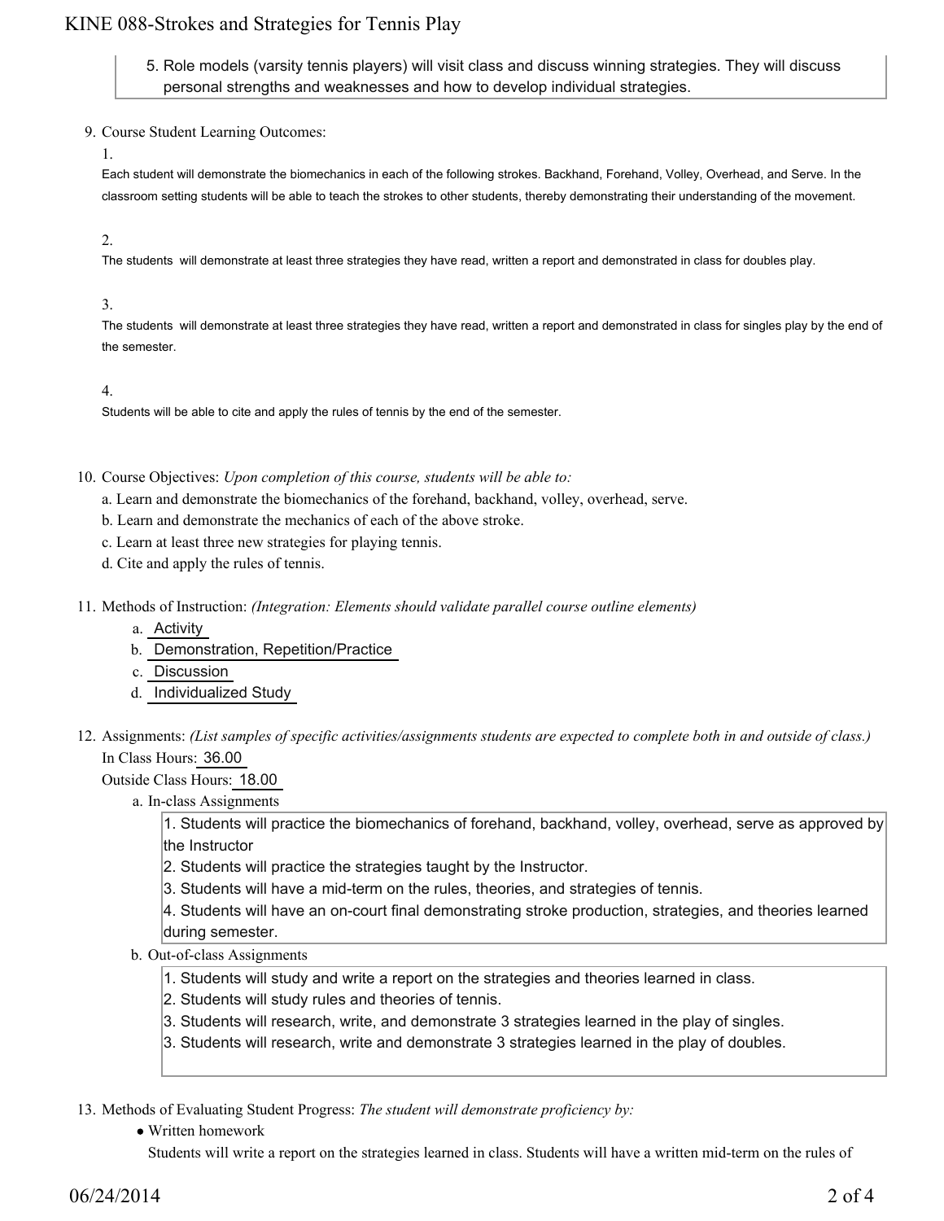5. Role models (varsity tennis players) will visit class and discuss winning strategies. They will discuss personal strengths and weaknesses and how to develop individual strategies.

9. Course Student Learning Outcomes:

   1.

   Each student will demonstrate the biomechanics in each of the following strokes. Backhand, Forehand, Volley, Overhead, and Serve. In the classroom setting students will be able to teach the strokes to other students, thereby demonstrating their understanding of the movement.

   2.

   The students will demonstrate at least three strategies they have read, written a report and demonstrated in class for doubles play.

   3.

   The students will demonstrate at least three strategies they have read, written a report and demonstrated in class for singles play by the end of the semester.

   4.

   Students will be able to cite and apply the rules of tennis by the end of the semester.

10. Course Objectives: *Upon completion of this course, students will be able to:*

    a. Learn and demonstrate the biomechanics of the forehand, backhand, volley, overhead, serve.

    b. Learn and demonstrate the mechanics of each of the above stroke.

    c. Learn at least three new strategies for playing tennis.

    d. Cite and apply the rules of tennis.

11. Methods of Instruction: *(Integration: Elements should validate parallel course outline elements)*

    a. Activity

    b. Demonstration, Repetition/Practice

    c. Discussion

    d. Individualized Study

12. Assignments: *(List samples of specific activities/assignments students are expected to complete both in and outside of class.)*

    In Class Hours: 36.00

    Outside Class Hours: 18.00

    a. In-class Assignments

       1. Students will practice the biomechanics of forehand, backhand, volley, overhead, serve as approved by the Instructor
       2. Students will practice the strategies taught by the Instructor.
       3. Students will have a mid-term on the rules, theories, and strategies of tennis.
       4. Students will have an on-court final demonstrating stroke production, strategies, and theories learned during semester.

    b. Out-of-class Assignments

       1. Students will study and write a report on the strategies and theories learned in class.
       2. Students will study rules and theories of tennis.
       3. Students will research, write, and demonstrate 3 strategies learned in the play of singles.
       3. Students will research, write and demonstrate 3 strategies learned in the play of doubles.

13. Methods of Evaluating Student Progress: *The student will demonstrate proficiency by:*

    - Written homework

      Students will write a report on the strategies learned in class. Students will have a written mid-term on the rules of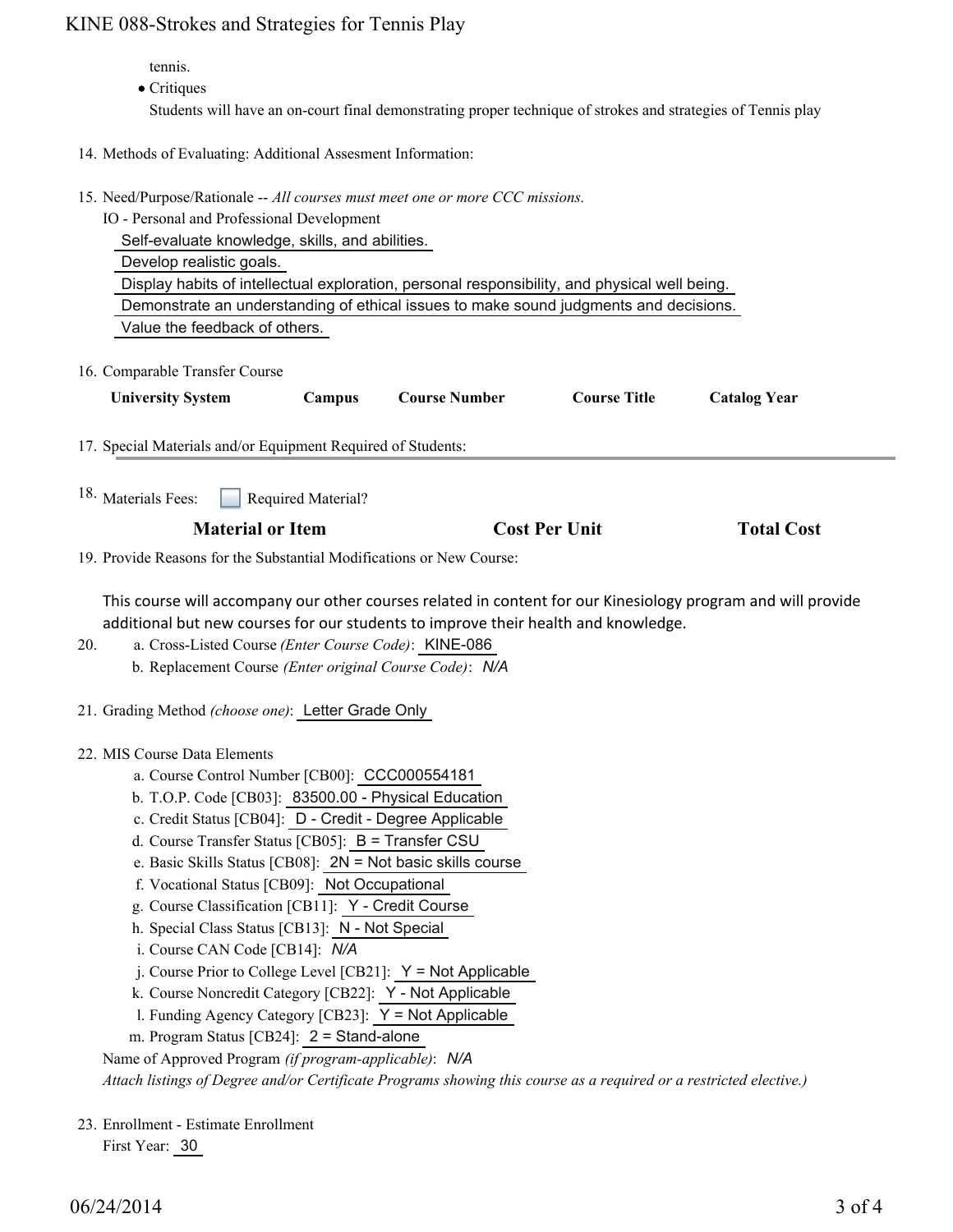tennis.

- Critiques

  Students will have an on-court final demonstrating proper technique of strokes and strategies of Tennis play

14. Methods of Evaluating: Additional Assesment Information:

15. Need/Purpose/Rationale -- *All courses must meet one or more CCC missions.*

    IO - Personal and Professional Development

    Self-evaluate knowledge, skills, and abilities.

    Develop realistic goals.

    Display habits of intellectual exploration, personal responsibility, and physical well being.

    Demonstrate an understanding of ethical issues to make sound judgments and decisions.

    Value the feedback of others.

16. Comparable Transfer Course

| University System | Campus | Course Number | Course Title | Catalog Year |
|---|---|---|---|---|

17. Special Materials and/or Equipment Required of Students:

18. Materials Fees: ☐ Required Material?

| Material or Item | Cost Per Unit | Total Cost |
|---|---|---|

19. Provide Reasons for the Substantial Modifications or New Course:

    This course will accompany our other courses related in content for our Kinesiology program and will provide additional but new courses for our students to improve their health and knowledge.

20. a. Cross-Listed Course *(Enter Course Code)*: KINE-086

    b. Replacement Course *(Enter original Course Code)*: *N/A*

21. Grading Method *(choose one)*: Letter Grade Only

22. MIS Course Data Elements

    a. Course Control Number [CB00]: CCC000554181

    b. T.O.P. Code [CB03]: 83500.00 - Physical Education

    c. Credit Status [CB04]: D - Credit - Degree Applicable

    d. Course Transfer Status [CB05]: B = Transfer CSU

    e. Basic Skills Status [CB08]: 2N = Not basic skills course

    f. Vocational Status [CB09]: Not Occupational

    g. Course Classification [CB11]: Y - Credit Course

    h. Special Class Status [CB13]: N - Not Special

    i. Course CAN Code [CB14]: *N/A*

    j. Course Prior to College Level [CB21]: Y = Not Applicable

    k. Course Noncredit Category [CB22]: Y - Not Applicable

    l. Funding Agency Category [CB23]: Y = Not Applicable

    m. Program Status [CB24]: 2 = Stand-alone

    Name of Approved Program *(if program-applicable)*: *N/A*

    *Attach listings of Degree and/or Certificate Programs showing this course as a required or a restricted elective.)*

23. Enrollment - Estimate Enrollment

    First Year: 30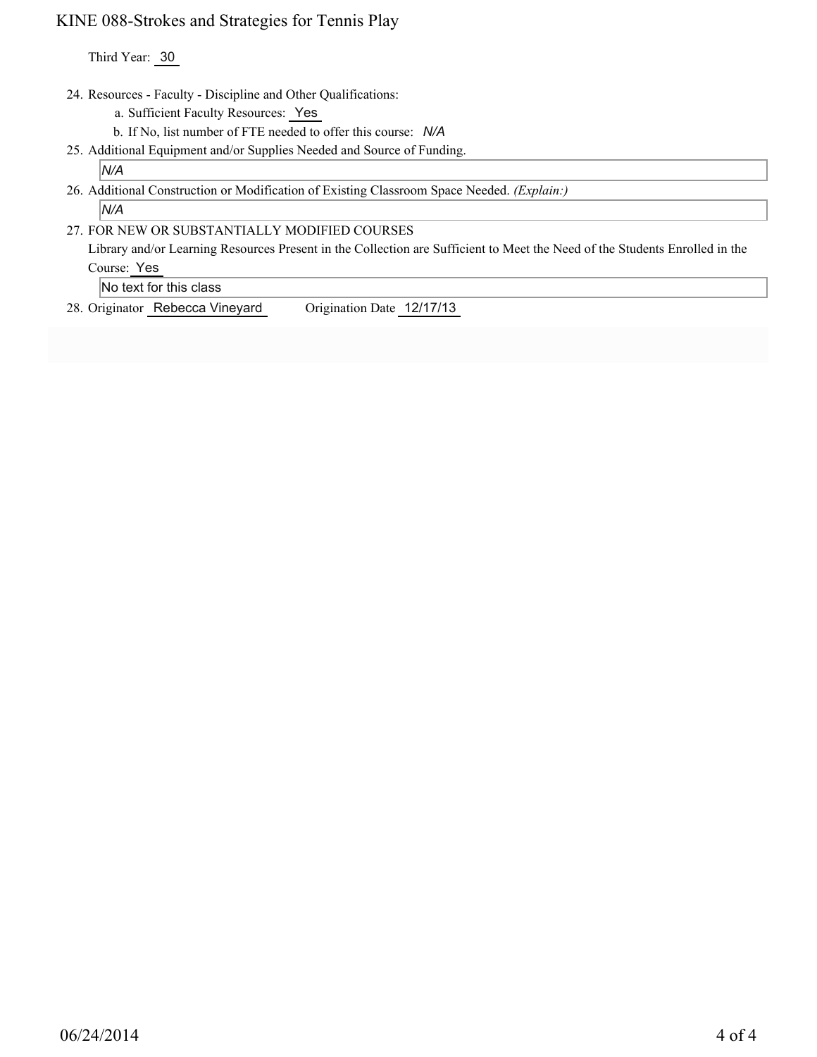Third Year: 30

24. Resources - Faculty - Discipline and Other Qualifications:
    a. Sufficient Faculty Resources: Yes
    b. If No, list number of FTE needed to offer this course: *N/A*
25. Additional Equipment and/or Supplies Needed and Source of Funding.

    *N/A*
26. Additional Construction or Modification of Existing Classroom Space Needed. *(Explain:)*

    *N/A*
27. FOR NEW OR SUBSTANTIALLY MODIFIED COURSES

    Library and/or Learning Resources Present in the Collection are Sufficient to Meet the Need of the Students Enrolled in the Course: Yes

    No text for this class
28. Originator Rebecca Vineyard Origination Date 12/17/13

06/24/2014